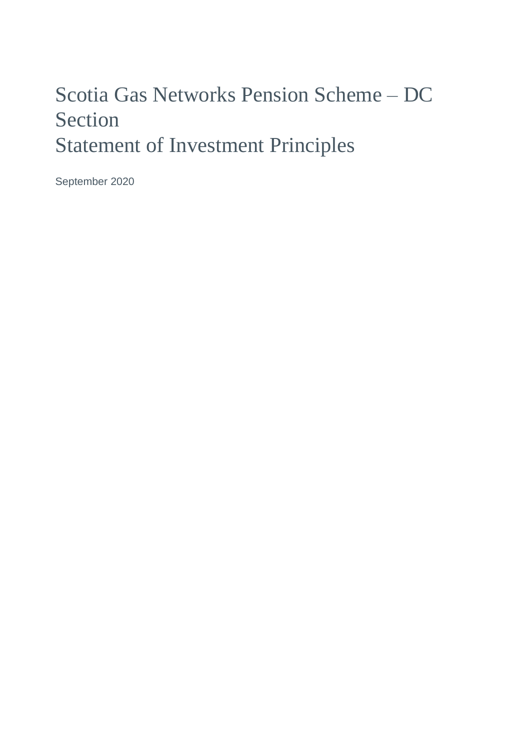# Scotia Gas Networks Pension Scheme – DC Section
# Statement of Investment Principles

September 2020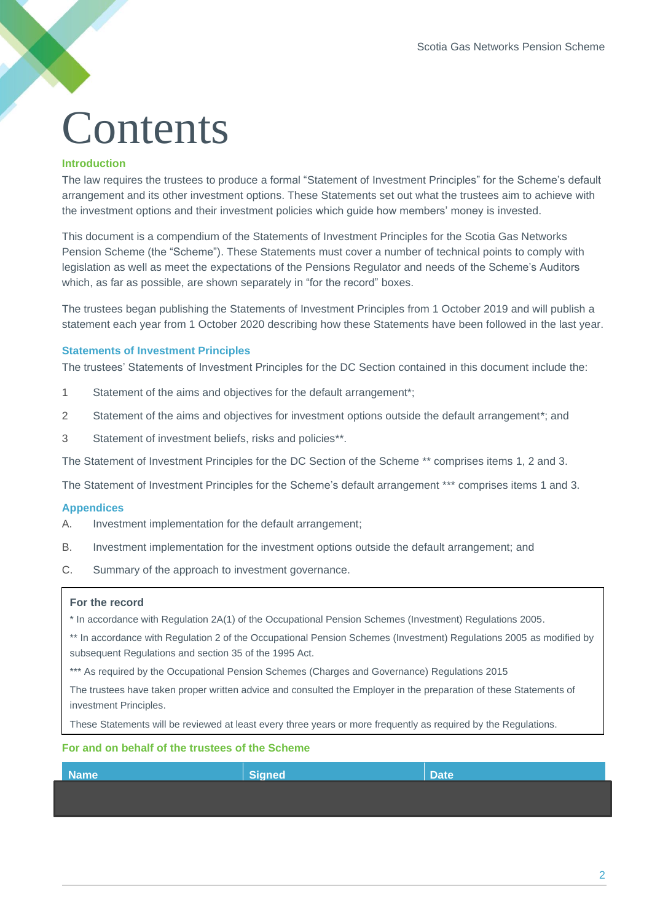# Contents

### Introduction

The law requires the trustees to produce a formal "Statement of Investment Principles" for the Scheme's default arrangement and its other investment options. These Statements set out what the trustees aim to achieve with the investment options and their investment policies which guide how members' money is invested.

This document is a compendium of the Statements of Investment Principles for the Scotia Gas Networks Pension Scheme (the "Scheme"). These Statements must cover a number of technical points to comply with legislation as well as meet the expectations of the Pensions Regulator and needs of the Scheme's Auditors which, as far as possible, are shown separately in "for the record" boxes.

The trustees began publishing the Statements of Investment Principles from 1 October 2019 and will publish a statement each year from 1 October 2020 describing how these Statements have been followed in the last year.

### Statements of Investment Principles

The trustees' Statements of Investment Principles for the DC Section contained in this document include the:

1. Statement of the aims and objectives for the default arrangement*;
2. Statement of the aims and objectives for investment options outside the default arrangement*; and
3. Statement of investment beliefs, risks and policies**.

The Statement of Investment Principles for the DC Section of the Scheme ** comprises items 1, 2 and 3.

The Statement of Investment Principles for the Scheme's default arrangement *** comprises items 1 and 3.

### Appendices

A. Investment implementation for the default arrangement;

B. Investment implementation for the investment options outside the default arrangement; and

C. Summary of the approach to investment governance.

> **For the record**
>
> * In accordance with Regulation 2A(1) of the Occupational Pension Schemes (Investment) Regulations 2005.
>
> ** In accordance with Regulation 2 of the Occupational Pension Schemes (Investment) Regulations 2005 as modified by subsequent Regulations and section 35 of the 1995 Act.
>
> *** As required by the Occupational Pension Schemes (Charges and Governance) Regulations 2015
>
> The trustees have taken proper written advice and consulted the Employer in the preparation of these Statements of investment Principles.
>
> These Statements will be reviewed at least every three years or more frequently as required by the Regulations.

### For and on behalf of the trustees of the Scheme

| Name | Signed | Date |
|---|---|---|
| | | |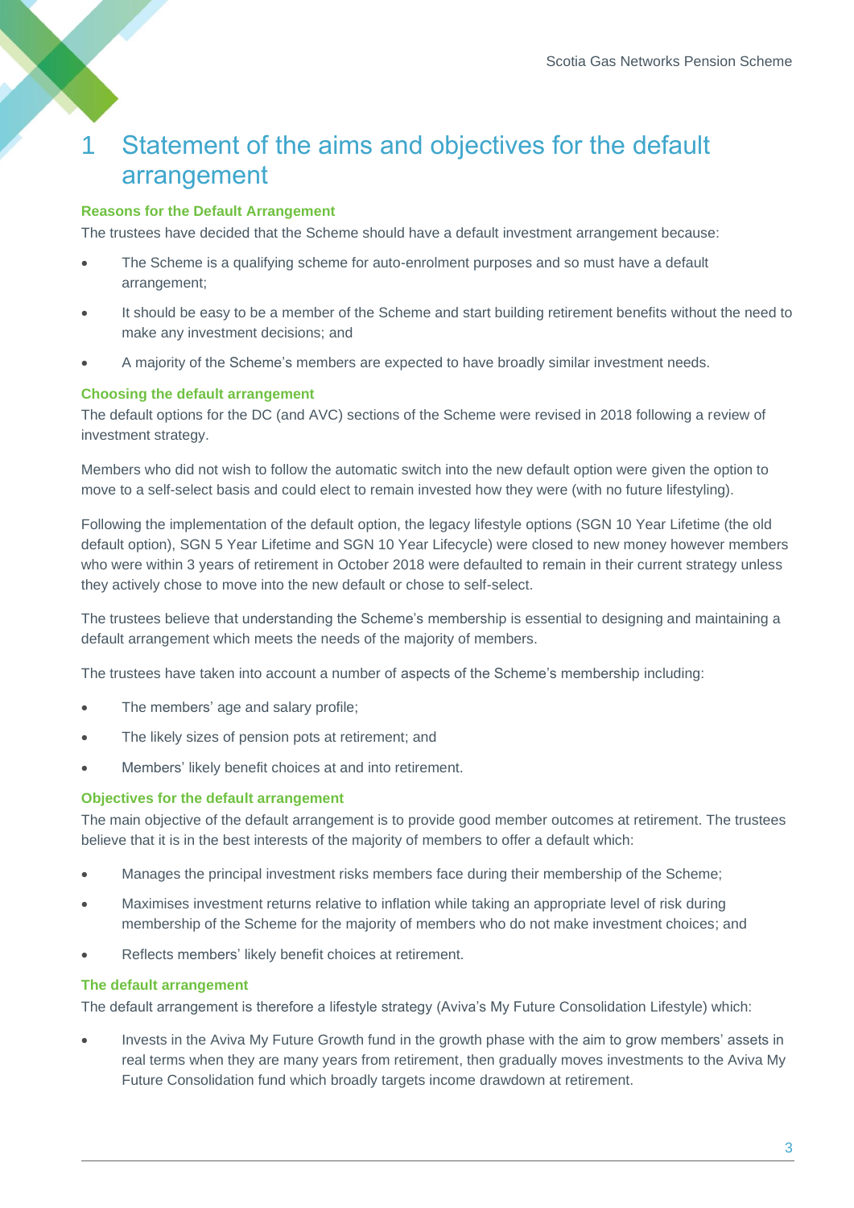# 1 Statement of the aims and objectives for the default arrangement

### Reasons for the Default Arrangement

The trustees have decided that the Scheme should have a default investment arrangement because:

- The Scheme is a qualifying scheme for auto-enrolment purposes and so must have a default arrangement;
- It should be easy to be a member of the Scheme and start building retirement benefits without the need to make any investment decisions; and
- A majority of the Scheme's members are expected to have broadly similar investment needs.

### Choosing the default arrangement

The default options for the DC (and AVC) sections of the Scheme were revised in 2018 following a review of investment strategy.

Members who did not wish to follow the automatic switch into the new default option were given the option to move to a self-select basis and could elect to remain invested how they were (with no future lifestyling).

Following the implementation of the default option, the legacy lifestyle options (SGN 10 Year Lifetime (the old default option), SGN 5 Year Lifetime and SGN 10 Year Lifecycle) were closed to new money however members who were within 3 years of retirement in October 2018 were defaulted to remain in their current strategy unless they actively chose to move into the new default or chose to self-select.

The trustees believe that understanding the Scheme's membership is essential to designing and maintaining a default arrangement which meets the needs of the majority of members.

The trustees have taken into account a number of aspects of the Scheme's membership including:

- The members' age and salary profile;
- The likely sizes of pension pots at retirement; and
- Members' likely benefit choices at and into retirement.

### Objectives for the default arrangement

The main objective of the default arrangement is to provide good member outcomes at retirement. The trustees believe that it is in the best interests of the majority of members to offer a default which:

- Manages the principal investment risks members face during their membership of the Scheme;
- Maximises investment returns relative to inflation while taking an appropriate level of risk during membership of the Scheme for the majority of members who do not make investment choices; and
- Reflects members' likely benefit choices at retirement.

### The default arrangement

The default arrangement is therefore a lifestyle strategy (Aviva's My Future Consolidation Lifestyle) which:

- Invests in the Aviva My Future Growth fund in the growth phase with the aim to grow members' assets in real terms when they are many years from retirement, then gradually moves investments to the Aviva My Future Consolidation fund which broadly targets income drawdown at retirement.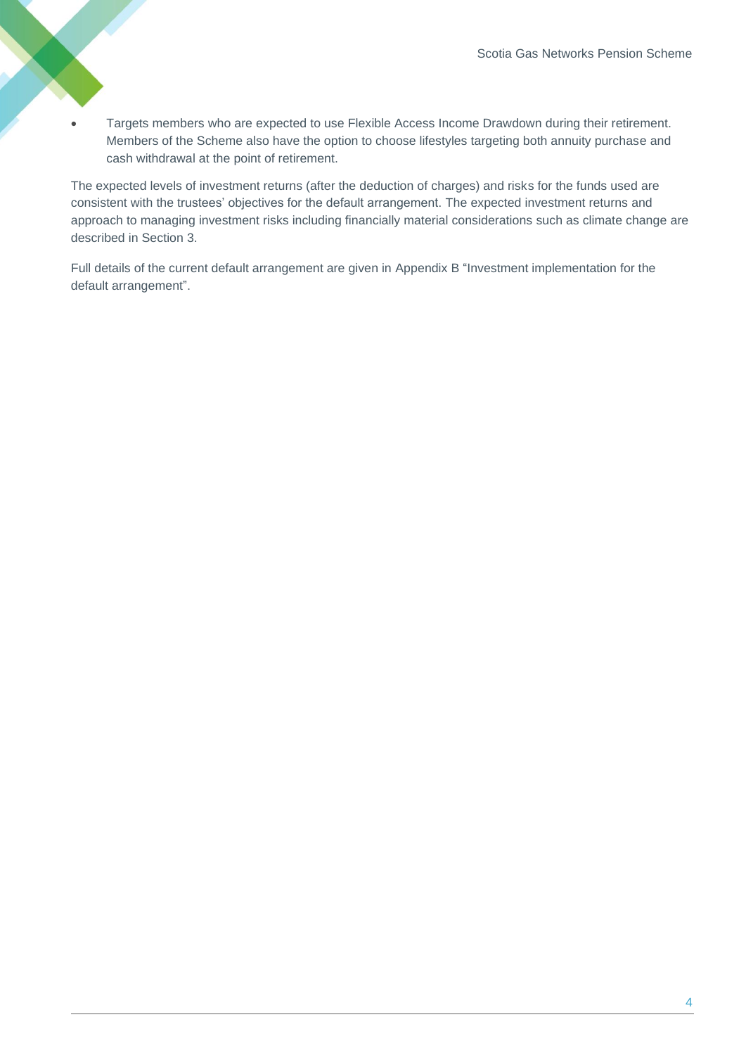- Targets members who are expected to use Flexible Access Income Drawdown during their retirement. Members of the Scheme also have the option to choose lifestyles targeting both annuity purchase and cash withdrawal at the point of retirement.

The expected levels of investment returns (after the deduction of charges) and risks for the funds used are consistent with the trustees' objectives for the default arrangement. The expected investment returns and approach to managing investment risks including financially material considerations such as climate change are described in Section 3.

Full details of the current default arrangement are given in Appendix B "Investment implementation for the default arrangement".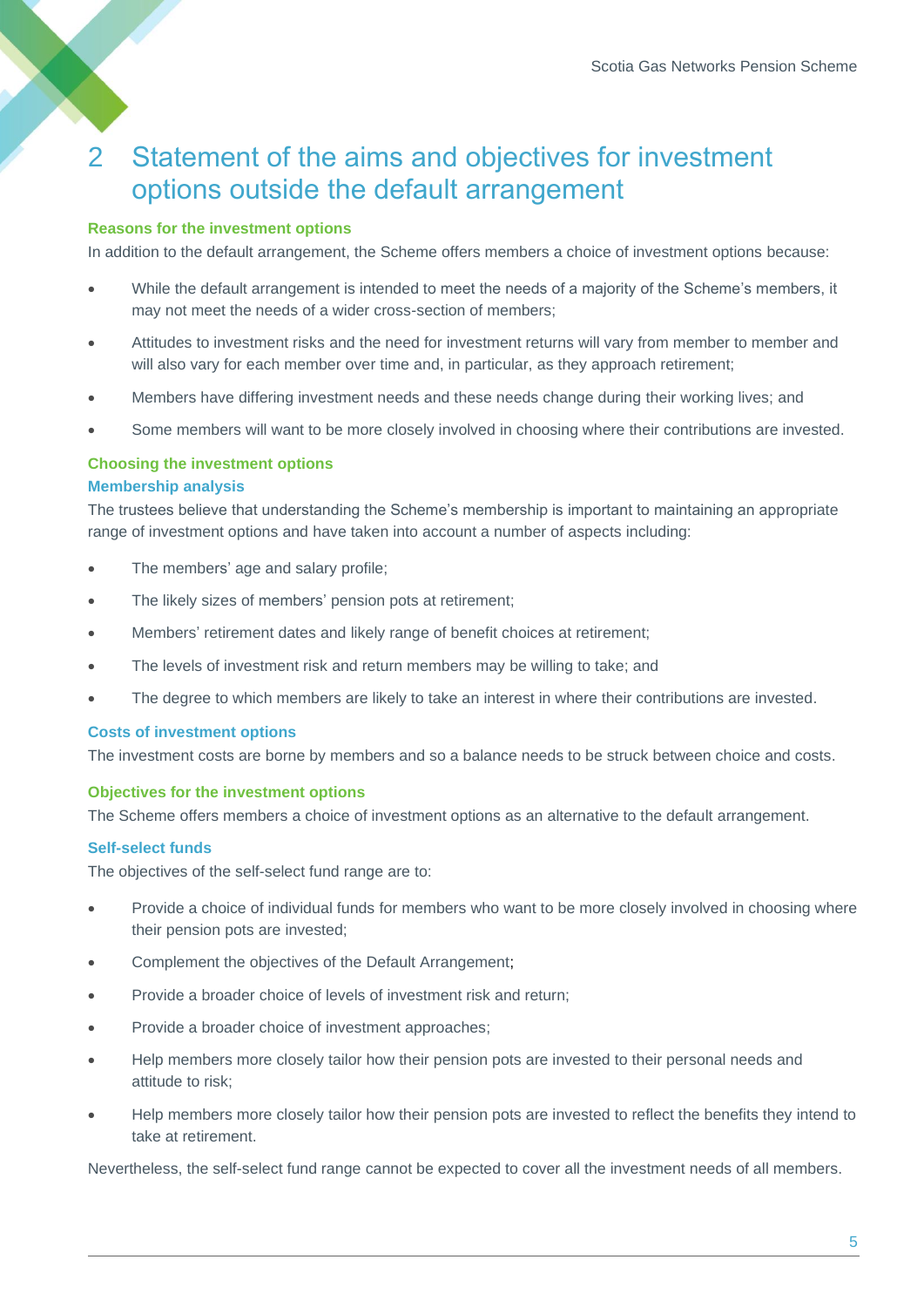# 2 Statement of the aims and objectives for investment options outside the default arrangement

### Reasons for the investment options

In addition to the default arrangement, the Scheme offers members a choice of investment options because:

- While the default arrangement is intended to meet the needs of a majority of the Scheme's members, it may not meet the needs of a wider cross-section of members;
- Attitudes to investment risks and the need for investment returns will vary from member to member and will also vary for each member over time and, in particular, as they approach retirement;
- Members have differing investment needs and these needs change during their working lives; and
- Some members will want to be more closely involved in choosing where their contributions are invested.

### Choosing the investment options

#### Membership analysis

The trustees believe that understanding the Scheme's membership is important to maintaining an appropriate range of investment options and have taken into account a number of aspects including:

- The members' age and salary profile;
- The likely sizes of members' pension pots at retirement;
- Members' retirement dates and likely range of benefit choices at retirement;
- The levels of investment risk and return members may be willing to take; and
- The degree to which members are likely to take an interest in where their contributions are invested.

#### Costs of investment options

The investment costs are borne by members and so a balance needs to be struck between choice and costs.

### Objectives for the investment options

The Scheme offers members a choice of investment options as an alternative to the default arrangement.

#### Self-select funds

The objectives of the self-select fund range are to:

- Provide a choice of individual funds for members who want to be more closely involved in choosing where their pension pots are invested;
- Complement the objectives of the Default Arrangement;
- Provide a broader choice of levels of investment risk and return;
- Provide a broader choice of investment approaches;
- Help members more closely tailor how their pension pots are invested to their personal needs and attitude to risk;
- Help members more closely tailor how their pension pots are invested to reflect the benefits they intend to take at retirement.

Nevertheless, the self-select fund range cannot be expected to cover all the investment needs of all members.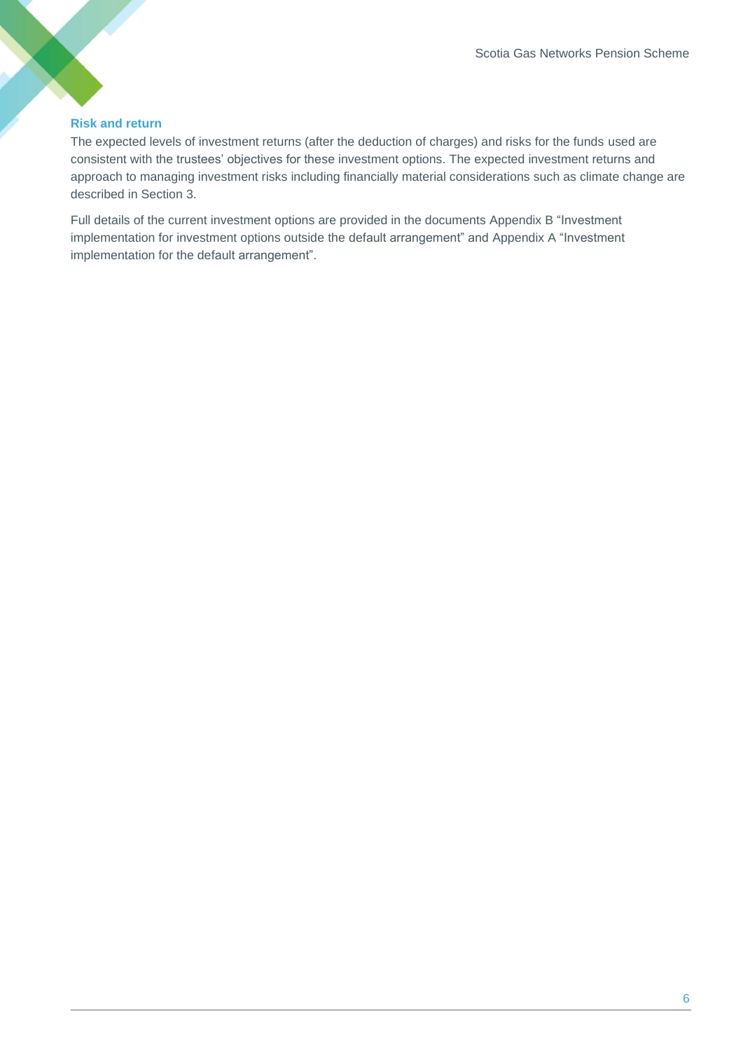### Risk and return

The expected levels of investment returns (after the deduction of charges) and risks for the funds used are consistent with the trustees' objectives for these investment options. The expected investment returns and approach to managing investment risks including financially material considerations such as climate change are described in Section 3.

Full details of the current investment options are provided in the documents Appendix B "Investment implementation for investment options outside the default arrangement" and Appendix A "Investment implementation for the default arrangement".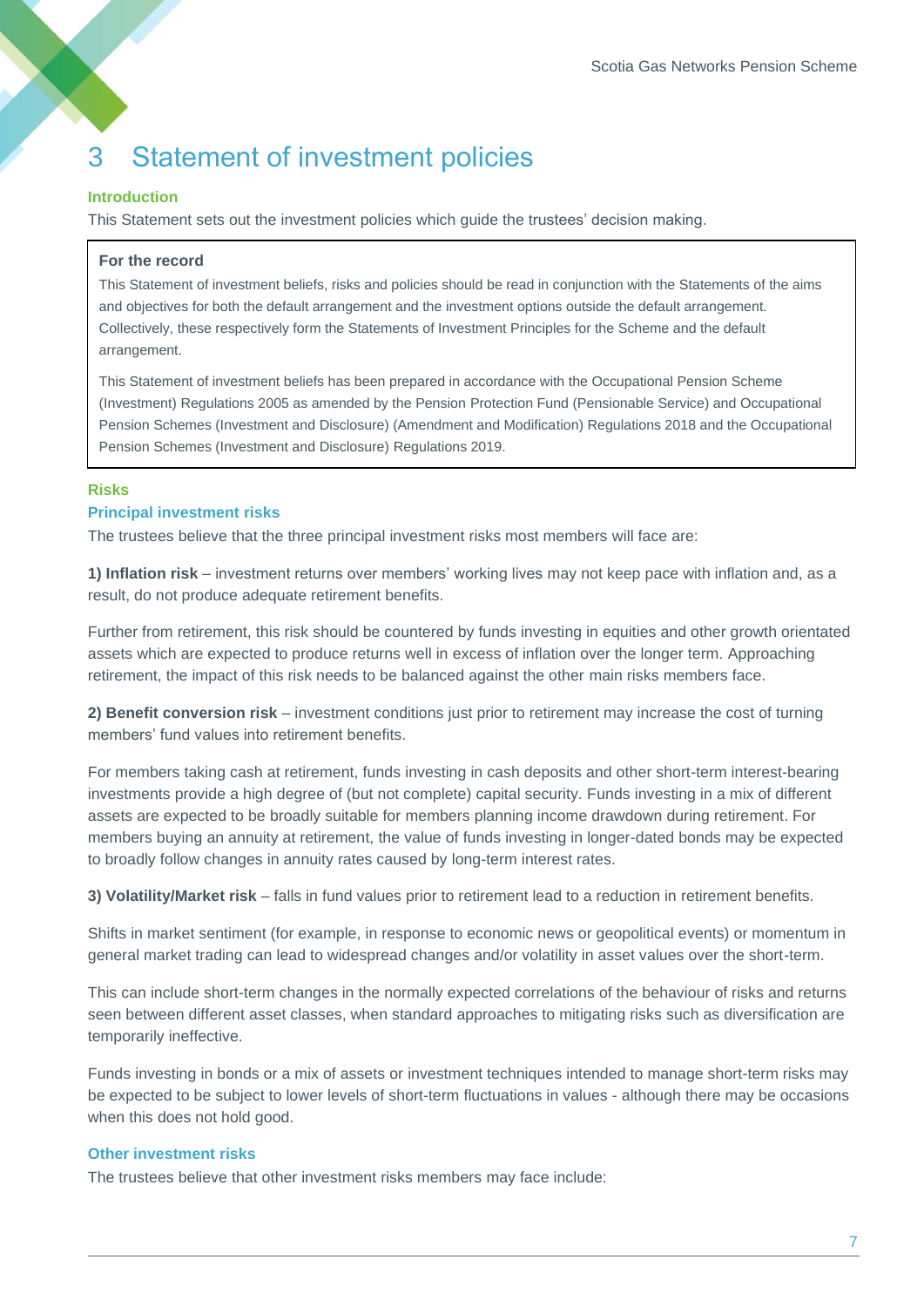# 3 Statement of investment policies

### Introduction

This Statement sets out the investment policies which guide the trustees' decision making.

> **For the record**
>
> This Statement of investment beliefs, risks and policies should be read in conjunction with the Statements of the aims and objectives for both the default arrangement and the investment options outside the default arrangement. Collectively, these respectively form the Statements of Investment Principles for the Scheme and the default arrangement.
>
> This Statement of investment beliefs has been prepared in accordance with the Occupational Pension Scheme (Investment) Regulations 2005 as amended by the Pension Protection Fund (Pensionable Service) and Occupational Pension Schemes (Investment and Disclosure) (Amendment and Modification) Regulations 2018 and the Occupational Pension Schemes (Investment and Disclosure) Regulations 2019.

### Risks

#### Principal investment risks

The trustees believe that the three principal investment risks most members will face are:

**1) Inflation risk** – investment returns over members' working lives may not keep pace with inflation and, as a result, do not produce adequate retirement benefits.

Further from retirement, this risk should be countered by funds investing in equities and other growth orientated assets which are expected to produce returns well in excess of inflation over the longer term. Approaching retirement, the impact of this risk needs to be balanced against the other main risks members face.

**2) Benefit conversion risk** – investment conditions just prior to retirement may increase the cost of turning members' fund values into retirement benefits.

For members taking cash at retirement, funds investing in cash deposits and other short-term interest-bearing investments provide a high degree of (but not complete) capital security. Funds investing in a mix of different assets are expected to be broadly suitable for members planning income drawdown during retirement. For members buying an annuity at retirement, the value of funds investing in longer-dated bonds may be expected to broadly follow changes in annuity rates caused by long-term interest rates.

**3) Volatility/Market risk** – falls in fund values prior to retirement lead to a reduction in retirement benefits.

Shifts in market sentiment (for example, in response to economic news or geopolitical events) or momentum in general market trading can lead to widespread changes and/or volatility in asset values over the short-term.

This can include short-term changes in the normally expected correlations of the behaviour of risks and returns seen between different asset classes, when standard approaches to mitigating risks such as diversification are temporarily ineffective.

Funds investing in bonds or a mix of assets or investment techniques intended to manage short-term risks may be expected to be subject to lower levels of short-term fluctuations in values - although there may be occasions when this does not hold good.

#### Other investment risks

The trustees believe that other investment risks members may face include: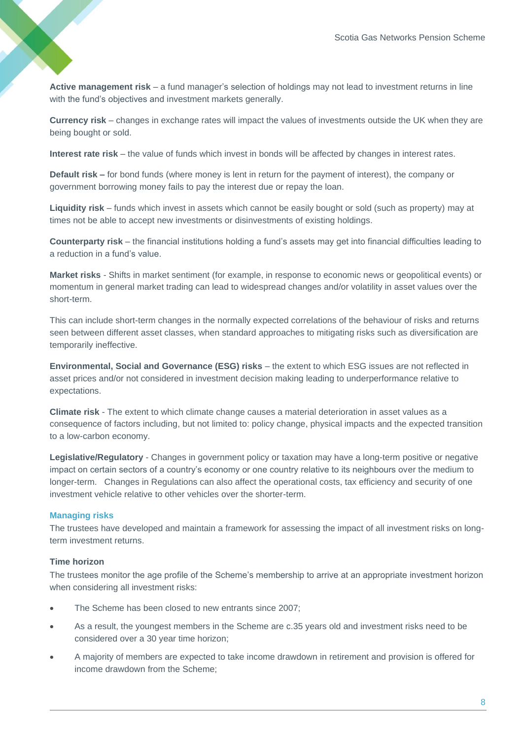**Active management risk** – a fund manager's selection of holdings may not lead to investment returns in line with the fund's objectives and investment markets generally.

**Currency risk** – changes in exchange rates will impact the values of investments outside the UK when they are being bought or sold.

**Interest rate risk** – the value of funds which invest in bonds will be affected by changes in interest rates.

**Default risk –** for bond funds (where money is lent in return for the payment of interest), the company or government borrowing money fails to pay the interest due or repay the loan.

**Liquidity risk** – funds which invest in assets which cannot be easily bought or sold (such as property) may at times not be able to accept new investments or disinvestments of existing holdings.

**Counterparty risk** – the financial institutions holding a fund's assets may get into financial difficulties leading to a reduction in a fund's value.

**Market risks** - Shifts in market sentiment (for example, in response to economic news or geopolitical events) or momentum in general market trading can lead to widespread changes and/or volatility in asset values over the short-term.

This can include short-term changes in the normally expected correlations of the behaviour of risks and returns seen between different asset classes, when standard approaches to mitigating risks such as diversification are temporarily ineffective.

**Environmental, Social and Governance (ESG) risks** – the extent to which ESG issues are not reflected in asset prices and/or not considered in investment decision making leading to underperformance relative to expectations.

**Climate risk** - The extent to which climate change causes a material deterioration in asset values as a consequence of factors including, but not limited to: policy change, physical impacts and the expected transition to a low-carbon economy.

**Legislative/Regulatory** - Changes in government policy or taxation may have a long-term positive or negative impact on certain sectors of a country's economy or one country relative to its neighbours over the medium to longer-term. Changes in Regulations can also affect the operational costs, tax efficiency and security of one investment vehicle relative to other vehicles over the shorter-term.

## Managing risks

The trustees have developed and maintain a framework for assessing the impact of all investment risks on long-term investment returns.

### Time horizon

The trustees monitor the age profile of the Scheme's membership to arrive at an appropriate investment horizon when considering all investment risks:

- The Scheme has been closed to new entrants since 2007;
- As a result, the youngest members in the Scheme are c.35 years old and investment risks need to be considered over a 30 year time horizon;
- A majority of members are expected to take income drawdown in retirement and provision is offered for income drawdown from the Scheme;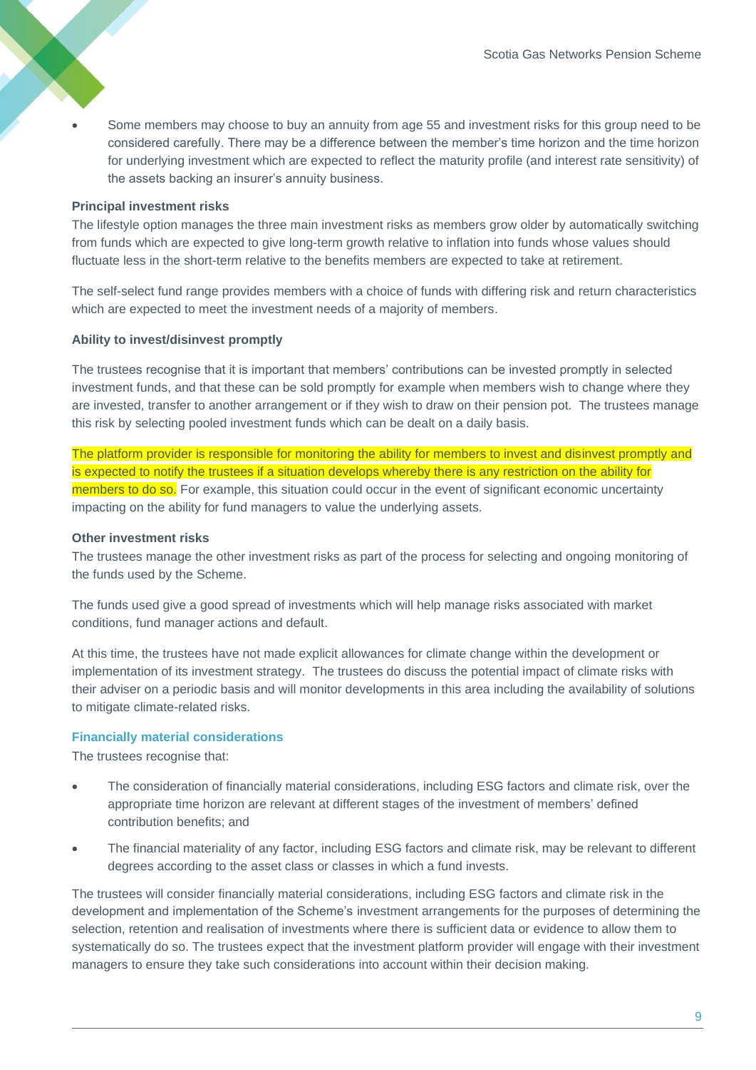- Some members may choose to buy an annuity from age 55 and investment risks for this group need to be considered carefully. There may be a difference between the member's time horizon and the time horizon for underlying investment which are expected to reflect the maturity profile (and interest rate sensitivity) of the assets backing an insurer's annuity business.

**Principal investment risks**

The lifestyle option manages the three main investment risks as members grow older by automatically switching from funds which are expected to give long-term growth relative to inflation into funds whose values should fluctuate less in the short-term relative to the benefits members are expected to take at retirement.

The self-select fund range provides members with a choice of funds with differing risk and return characteristics which are expected to meet the investment needs of a majority of members.

**Ability to invest/disinvest promptly**

The trustees recognise that it is important that members' contributions can be invested promptly in selected investment funds, and that these can be sold promptly for example when members wish to change where they are invested, transfer to another arrangement or if they wish to draw on their pension pot. The trustees manage this risk by selecting pooled investment funds which can be dealt on a daily basis.

The platform provider is responsible for monitoring the ability for members to invest and disinvest promptly and is expected to notify the trustees if a situation develops whereby there is any restriction on the ability for members to do so. For example, this situation could occur in the event of significant economic uncertainty impacting on the ability for fund managers to value the underlying assets.

**Other investment risks**

The trustees manage the other investment risks as part of the process for selecting and ongoing monitoring of the funds used by the Scheme.

The funds used give a good spread of investments which will help manage risks associated with market conditions, fund manager actions and default.

At this time, the trustees have not made explicit allowances for climate change within the development or implementation of its investment strategy. The trustees do discuss the potential impact of climate risks with their adviser on a periodic basis and will monitor developments in this area including the availability of solutions to mitigate climate-related risks.

## Financially material considerations

The trustees recognise that:

- The consideration of financially material considerations, including ESG factors and climate risk, over the appropriate time horizon are relevant at different stages of the investment of members' defined contribution benefits; and
- The financial materiality of any factor, including ESG factors and climate risk, may be relevant to different degrees according to the asset class or classes in which a fund invests.

The trustees will consider financially material considerations, including ESG factors and climate risk in the development and implementation of the Scheme's investment arrangements for the purposes of determining the selection, retention and realisation of investments where there is sufficient data or evidence to allow them to systematically do so. The trustees expect that the investment platform provider will engage with their investment managers to ensure they take such considerations into account within their decision making.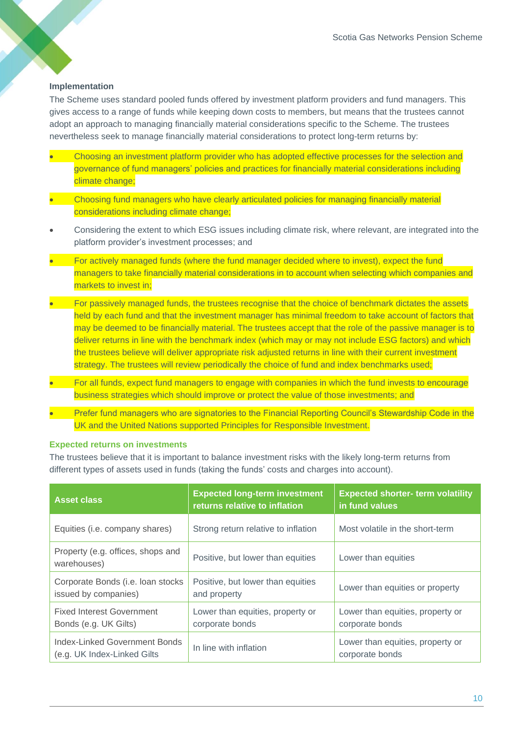**Implementation**

The Scheme uses standard pooled funds offered by investment platform providers and fund managers. This gives access to a range of funds while keeping down costs to members, but means that the trustees cannot adopt an approach to managing financially material considerations specific to the Scheme. The trustees nevertheless seek to manage financially material considerations to protect long-term returns by:

- Choosing an investment platform provider who has adopted effective processes for the selection and governance of fund managers' policies and practices for financially material considerations including climate change;
- Choosing fund managers who have clearly articulated policies for managing financially material considerations including climate change;
- Considering the extent to which ESG issues including climate risk, where relevant, are integrated into the platform provider's investment processes; and
- For actively managed funds (where the fund manager decided where to invest), expect the fund managers to take financially material considerations in to account when selecting which companies and markets to invest in;
- For passively managed funds, the trustees recognise that the choice of benchmark dictates the assets held by each fund and that the investment manager has minimal freedom to take account of factors that may be deemed to be financially material. The trustees accept that the role of the passive manager is to deliver returns in line with the benchmark index (which may or may not include ESG factors) and which the trustees believe will deliver appropriate risk adjusted returns in line with their current investment strategy. The trustees will review periodically the choice of fund and index benchmarks used;
- For all funds, expect fund managers to engage with companies in which the fund invests to encourage business strategies which should improve or protect the value of those investments; and
- Prefer fund managers who are signatories to the Financial Reporting Council's Stewardship Code in the UK and the United Nations supported Principles for Responsible Investment.

### Expected returns on investments

The trustees believe that it is important to balance investment risks with the likely long-term returns from different types of assets used in funds (taking the funds' costs and charges into account).

| Asset class | Expected long-term investment returns relative to inflation | Expected shorter- term volatility in fund values |
|---|---|---|
| Equities (i.e. company shares) | Strong return relative to inflation | Most volatile in the short-term |
| Property (e.g. offices, shops and warehouses) | Positive, but lower than equities | Lower than equities |
| Corporate Bonds (i.e. loan stocks issued by companies) | Positive, but lower than equities and property | Lower than equities or property |
| Fixed Interest Government Bonds (e.g. UK Gilts) | Lower than equities, property or corporate bonds | Lower than equities, property or corporate bonds |
| Index-Linked Government Bonds (e.g. UK Index-Linked Gilts | In line with inflation | Lower than equities, property or corporate bonds |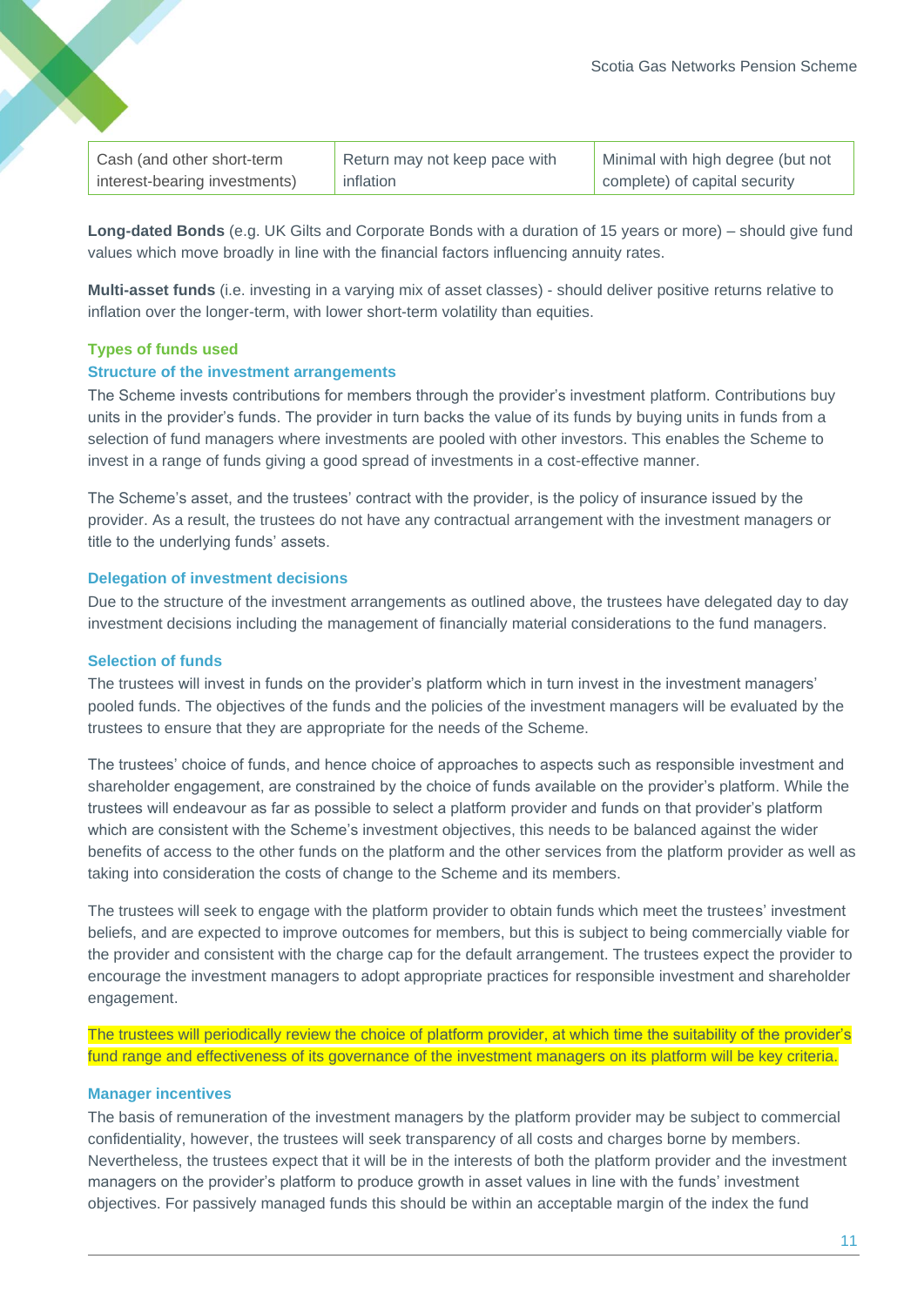| Cash (and other short-term interest-bearing investments) | Return may not keep pace with inflation | Minimal with high degree (but not complete) of capital security |
|---|---|---|

**Long-dated Bonds** (e.g. UK Gilts and Corporate Bonds with a duration of 15 years or more) – should give fund values which move broadly in line with the financial factors influencing annuity rates.

**Multi-asset funds** (i.e. investing in a varying mix of asset classes) - should deliver positive returns relative to inflation over the longer-term, with lower short-term volatility than equities.

### Types of funds used

#### Structure of the investment arrangements

The Scheme invests contributions for members through the provider's investment platform. Contributions buy units in the provider's funds. The provider in turn backs the value of its funds by buying units in funds from a selection of fund managers where investments are pooled with other investors. This enables the Scheme to invest in a range of funds giving a good spread of investments in a cost-effective manner.

The Scheme's asset, and the trustees' contract with the provider, is the policy of insurance issued by the provider. As a result, the trustees do not have any contractual arrangement with the investment managers or title to the underlying funds' assets.

#### Delegation of investment decisions

Due to the structure of the investment arrangements as outlined above, the trustees have delegated day to day investment decisions including the management of financially material considerations to the fund managers.

#### Selection of funds

The trustees will invest in funds on the provider's platform which in turn invest in the investment managers' pooled funds. The objectives of the funds and the policies of the investment managers will be evaluated by the trustees to ensure that they are appropriate for the needs of the Scheme.

The trustees' choice of funds, and hence choice of approaches to aspects such as responsible investment and shareholder engagement, are constrained by the choice of funds available on the provider's platform. While the trustees will endeavour as far as possible to select a platform provider and funds on that provider's platform which are consistent with the Scheme's investment objectives, this needs to be balanced against the wider benefits of access to the other funds on the platform and the other services from the platform provider as well as taking into consideration the costs of change to the Scheme and its members.

The trustees will seek to engage with the platform provider to obtain funds which meet the trustees' investment beliefs, and are expected to improve outcomes for members, but this is subject to being commercially viable for the provider and consistent with the charge cap for the default arrangement. The trustees expect the provider to encourage the investment managers to adopt appropriate practices for responsible investment and shareholder engagement.

The trustees will periodically review the choice of platform provider, at which time the suitability of the provider's fund range and effectiveness of its governance of the investment managers on its platform will be key criteria.

#### Manager incentives

The basis of remuneration of the investment managers by the platform provider may be subject to commercial confidentiality, however, the trustees will seek transparency of all costs and charges borne by members. Nevertheless, the trustees expect that it will be in the interests of both the platform provider and the investment managers on the provider's platform to produce growth in asset values in line with the funds' investment objectives. For passively managed funds this should be within an acceptable margin of the index the fund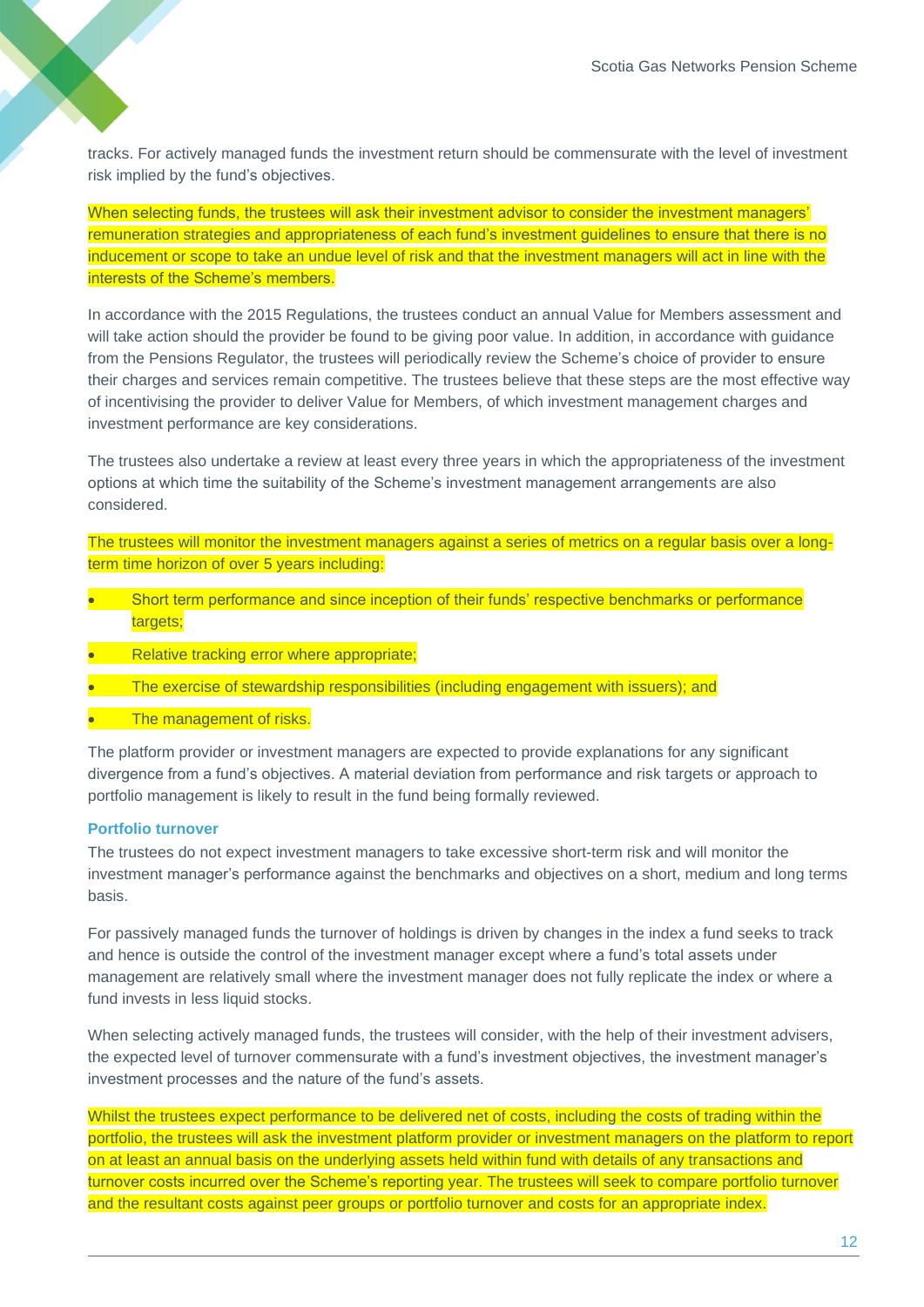tracks. For actively managed funds the investment return should be commensurate with the level of investment risk implied by the fund's objectives.

When selecting funds, the trustees will ask their investment advisor to consider the investment managers' remuneration strategies and appropriateness of each fund's investment guidelines to ensure that there is no inducement or scope to take an undue level of risk and that the investment managers will act in line with the interests of the Scheme's members.

In accordance with the 2015 Regulations, the trustees conduct an annual Value for Members assessment and will take action should the provider be found to be giving poor value. In addition, in accordance with guidance from the Pensions Regulator, the trustees will periodically review the Scheme's choice of provider to ensure their charges and services remain competitive. The trustees believe that these steps are the most effective way of incentivising the provider to deliver Value for Members, of which investment management charges and investment performance are key considerations.

The trustees also undertake a review at least every three years in which the appropriateness of the investment options at which time the suitability of the Scheme's investment management arrangements are also considered.

The trustees will monitor the investment managers against a series of metrics on a regular basis over a long-term time horizon of over 5 years including:

- Short term performance and since inception of their funds' respective benchmarks or performance targets;
- Relative tracking error where appropriate;
- The exercise of stewardship responsibilities (including engagement with issuers); and
- The management of risks.

The platform provider or investment managers are expected to provide explanations for any significant divergence from a fund's objectives. A material deviation from performance and risk targets or approach to portfolio management is likely to result in the fund being formally reviewed.

### Portfolio turnover

The trustees do not expect investment managers to take excessive short-term risk and will monitor the investment manager's performance against the benchmarks and objectives on a short, medium and long terms basis.

For passively managed funds the turnover of holdings is driven by changes in the index a fund seeks to track and hence is outside the control of the investment manager except where a fund's total assets under management are relatively small where the investment manager does not fully replicate the index or where a fund invests in less liquid stocks.

When selecting actively managed funds, the trustees will consider, with the help of their investment advisers, the expected level of turnover commensurate with a fund's investment objectives, the investment manager's investment processes and the nature of the fund's assets.

Whilst the trustees expect performance to be delivered net of costs, including the costs of trading within the portfolio, the trustees will ask the investment platform provider or investment managers on the platform to report on at least an annual basis on the underlying assets held within fund with details of any transactions and turnover costs incurred over the Scheme's reporting year. The trustees will seek to compare portfolio turnover and the resultant costs against peer groups or portfolio turnover and costs for an appropriate index.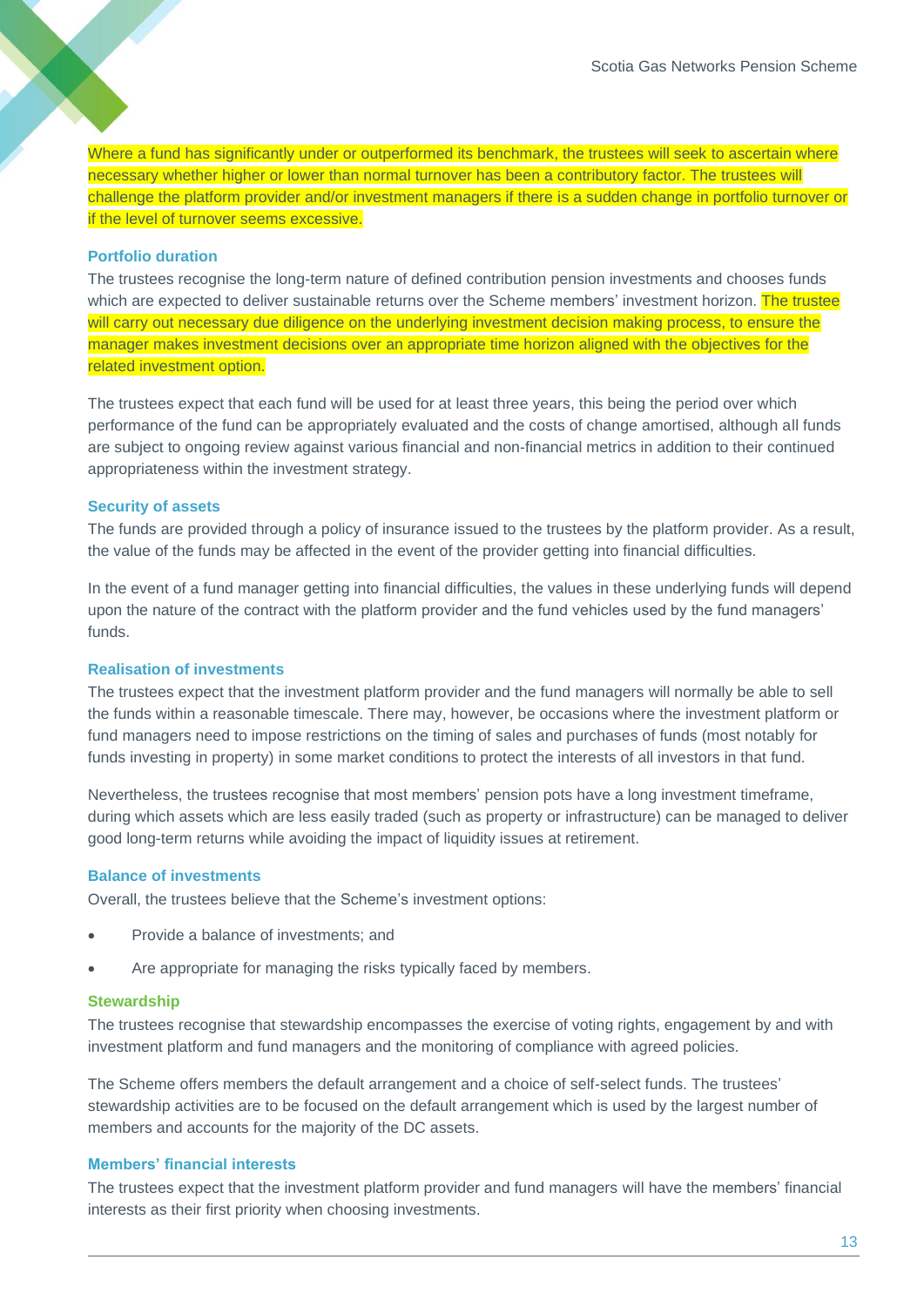Where a fund has significantly under or outperformed its benchmark, the trustees will seek to ascertain where necessary whether higher or lower than normal turnover has been a contributory factor. The trustees will challenge the platform provider and/or investment managers if there is a sudden change in portfolio turnover or if the level of turnover seems excessive.

### Portfolio duration

The trustees recognise the long-term nature of defined contribution pension investments and chooses funds which are expected to deliver sustainable returns over the Scheme members' investment horizon. The trustee will carry out necessary due diligence on the underlying investment decision making process, to ensure the manager makes investment decisions over an appropriate time horizon aligned with the objectives for the related investment option.

The trustees expect that each fund will be used for at least three years, this being the period over which performance of the fund can be appropriately evaluated and the costs of change amortised, although all funds are subject to ongoing review against various financial and non-financial metrics in addition to their continued appropriateness within the investment strategy.

### Security of assets

The funds are provided through a policy of insurance issued to the trustees by the platform provider. As a result, the value of the funds may be affected in the event of the provider getting into financial difficulties.

In the event of a fund manager getting into financial difficulties, the values in these underlying funds will depend upon the nature of the contract with the platform provider and the fund vehicles used by the fund managers' funds.

### Realisation of investments

The trustees expect that the investment platform provider and the fund managers will normally be able to sell the funds within a reasonable timescale. There may, however, be occasions where the investment platform or fund managers need to impose restrictions on the timing of sales and purchases of funds (most notably for funds investing in property) in some market conditions to protect the interests of all investors in that fund.

Nevertheless, the trustees recognise that most members' pension pots have a long investment timeframe, during which assets which are less easily traded (such as property or infrastructure) can be managed to deliver good long-term returns while avoiding the impact of liquidity issues at retirement.

### Balance of investments

Overall, the trustees believe that the Scheme's investment options:

- Provide a balance of investments; and
- Are appropriate for managing the risks typically faced by members.

### Stewardship

The trustees recognise that stewardship encompasses the exercise of voting rights, engagement by and with investment platform and fund managers and the monitoring of compliance with agreed policies.

The Scheme offers members the default arrangement and a choice of self-select funds. The trustees' stewardship activities are to be focused on the default arrangement which is used by the largest number of members and accounts for the majority of the DC assets.

### Members' financial interests

The trustees expect that the investment platform provider and fund managers will have the members' financial interests as their first priority when choosing investments.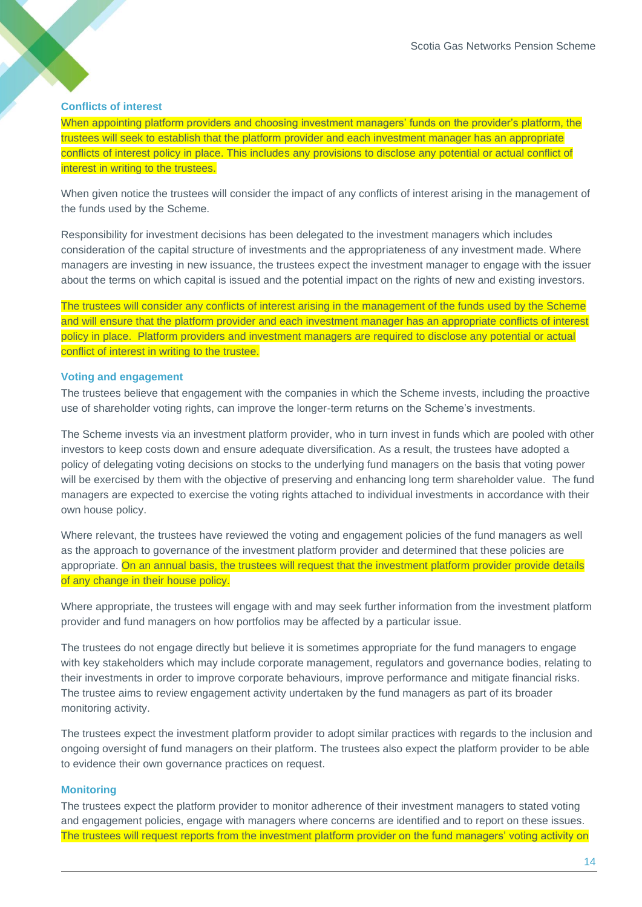### Conflicts of interest

When appointing platform providers and choosing investment managers' funds on the provider's platform, the trustees will seek to establish that the platform provider and each investment manager has an appropriate conflicts of interest policy in place. This includes any provisions to disclose any potential or actual conflict of interest in writing to the trustees.

When given notice the trustees will consider the impact of any conflicts of interest arising in the management of the funds used by the Scheme.

Responsibility for investment decisions has been delegated to the investment managers which includes consideration of the capital structure of investments and the appropriateness of any investment made. Where managers are investing in new issuance, the trustees expect the investment manager to engage with the issuer about the terms on which capital is issued and the potential impact on the rights of new and existing investors.

The trustees will consider any conflicts of interest arising in the management of the funds used by the Scheme and will ensure that the platform provider and each investment manager has an appropriate conflicts of interest policy in place. Platform providers and investment managers are required to disclose any potential or actual conflict of interest in writing to the trustee.

### Voting and engagement

The trustees believe that engagement with the companies in which the Scheme invests, including the proactive use of shareholder voting rights, can improve the longer-term returns on the Scheme's investments.

The Scheme invests via an investment platform provider, who in turn invest in funds which are pooled with other investors to keep costs down and ensure adequate diversification. As a result, the trustees have adopted a policy of delegating voting decisions on stocks to the underlying fund managers on the basis that voting power will be exercised by them with the objective of preserving and enhancing long term shareholder value. The fund managers are expected to exercise the voting rights attached to individual investments in accordance with their own house policy.

Where relevant, the trustees have reviewed the voting and engagement policies of the fund managers as well as the approach to governance of the investment platform provider and determined that these policies are appropriate. On an annual basis, the trustees will request that the investment platform provider provide details of any change in their house policy.

Where appropriate, the trustees will engage with and may seek further information from the investment platform provider and fund managers on how portfolios may be affected by a particular issue.

The trustees do not engage directly but believe it is sometimes appropriate for the fund managers to engage with key stakeholders which may include corporate management, regulators and governance bodies, relating to their investments in order to improve corporate behaviours, improve performance and mitigate financial risks. The trustee aims to review engagement activity undertaken by the fund managers as part of its broader monitoring activity.

The trustees expect the investment platform provider to adopt similar practices with regards to the inclusion and ongoing oversight of fund managers on their platform. The trustees also expect the platform provider to be able to evidence their own governance practices on request.

### Monitoring

The trustees expect the platform provider to monitor adherence of their investment managers to stated voting and engagement policies, engage with managers where concerns are identified and to report on these issues. The trustees will request reports from the investment platform provider on the fund managers' voting activity on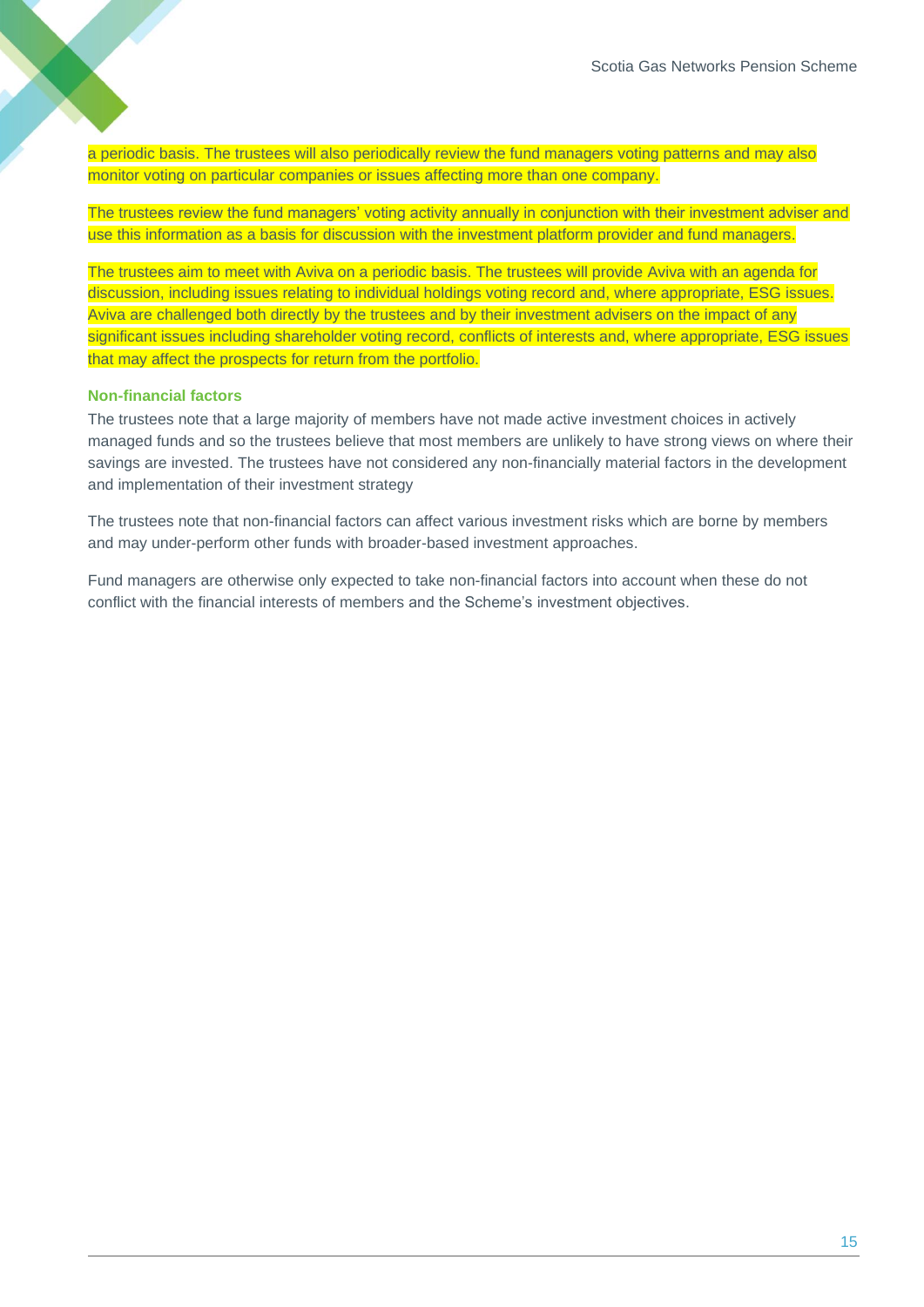a periodic basis. The trustees will also periodically review the fund managers voting patterns and may also monitor voting on particular companies or issues affecting more than one company.

The trustees review the fund managers' voting activity annually in conjunction with their investment adviser and use this information as a basis for discussion with the investment platform provider and fund managers.

The trustees aim to meet with Aviva on a periodic basis. The trustees will provide Aviva with an agenda for discussion, including issues relating to individual holdings voting record and, where appropriate, ESG issues. Aviva are challenged both directly by the trustees and by their investment advisers on the impact of any significant issues including shareholder voting record, conflicts of interests and, where appropriate, ESG issues that may affect the prospects for return from the portfolio.

### Non-financial factors

The trustees note that a large majority of members have not made active investment choices in actively managed funds and so the trustees believe that most members are unlikely to have strong views on where their savings are invested. The trustees have not considered any non-financially material factors in the development and implementation of their investment strategy

The trustees note that non-financial factors can affect various investment risks which are borne by members and may under-perform other funds with broader-based investment approaches.

Fund managers are otherwise only expected to take non-financial factors into account when these do not conflict with the financial interests of members and the Scheme's investment objectives.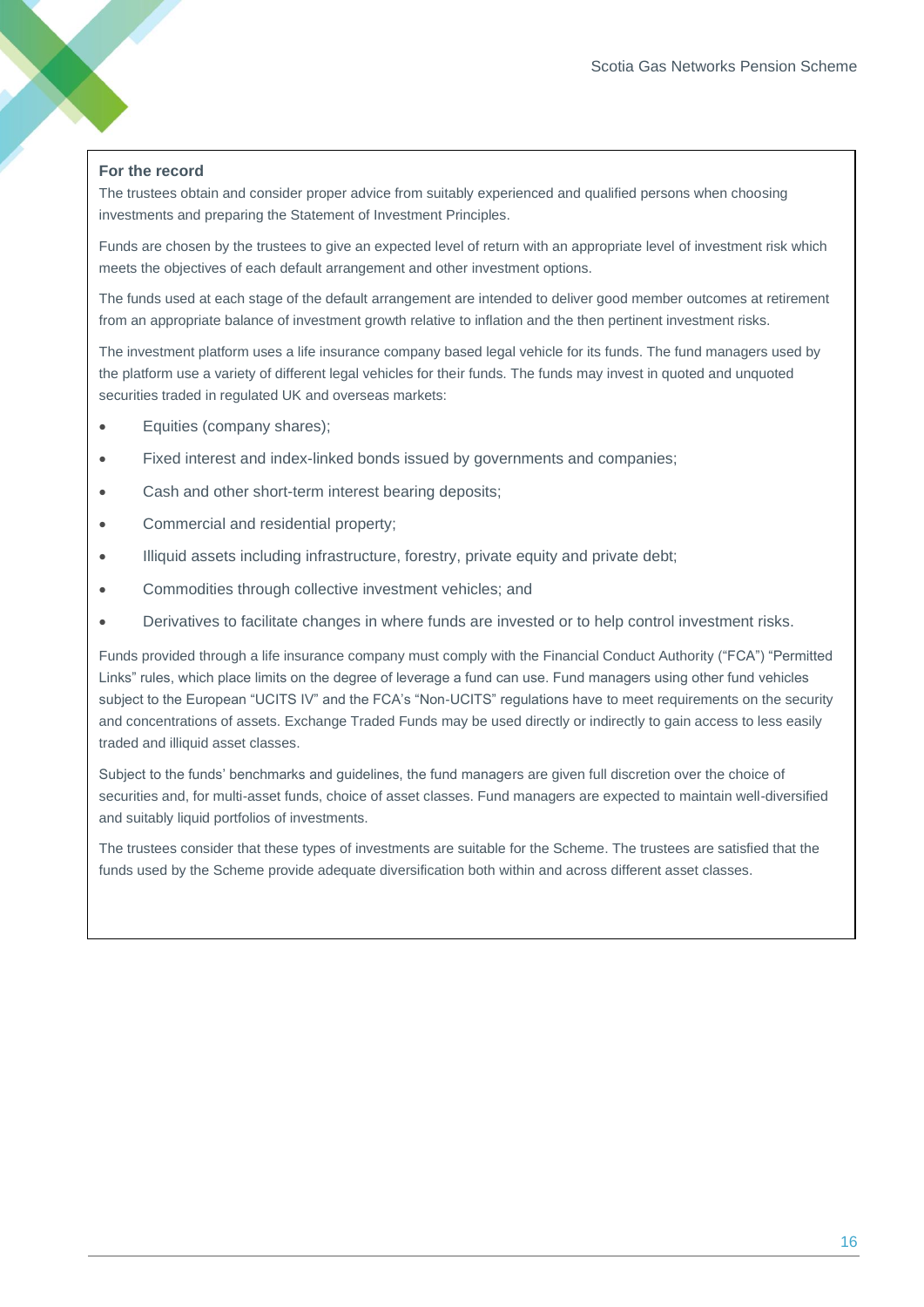**For the record**

The trustees obtain and consider proper advice from suitably experienced and qualified persons when choosing investments and preparing the Statement of Investment Principles.

Funds are chosen by the trustees to give an expected level of return with an appropriate level of investment risk which meets the objectives of each default arrangement and other investment options.

The funds used at each stage of the default arrangement are intended to deliver good member outcomes at retirement from an appropriate balance of investment growth relative to inflation and the then pertinent investment risks.

The investment platform uses a life insurance company based legal vehicle for its funds. The fund managers used by the platform use a variety of different legal vehicles for their funds. The funds may invest in quoted and unquoted securities traded in regulated UK and overseas markets:

- Equities (company shares);
- Fixed interest and index-linked bonds issued by governments and companies;
- Cash and other short-term interest bearing deposits;
- Commercial and residential property;
- Illiquid assets including infrastructure, forestry, private equity and private debt;
- Commodities through collective investment vehicles; and
- Derivatives to facilitate changes in where funds are invested or to help control investment risks.

Funds provided through a life insurance company must comply with the Financial Conduct Authority ("FCA") "Permitted Links" rules, which place limits on the degree of leverage a fund can use. Fund managers using other fund vehicles subject to the European "UCITS IV" and the FCA's "Non-UCITS" regulations have to meet requirements on the security and concentrations of assets. Exchange Traded Funds may be used directly or indirectly to gain access to less easily traded and illiquid asset classes.

Subject to the funds' benchmarks and guidelines, the fund managers are given full discretion over the choice of securities and, for multi-asset funds, choice of asset classes. Fund managers are expected to maintain well-diversified and suitably liquid portfolios of investments.

The trustees consider that these types of investments are suitable for the Scheme. The trustees are satisfied that the funds used by the Scheme provide adequate diversification both within and across different asset classes.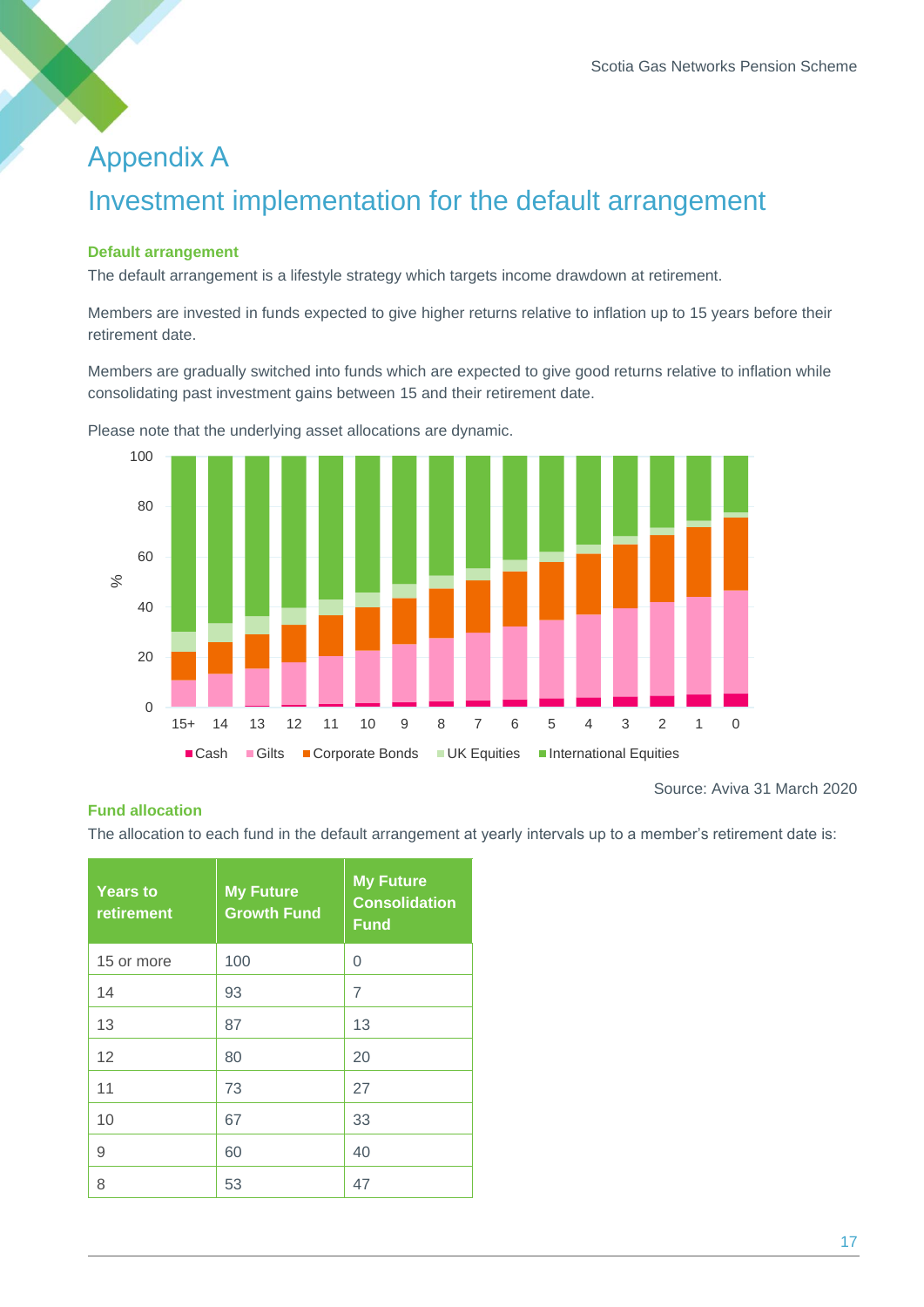# Appendix A

## Investment implementation for the default arrangement

### Default arrangement

The default arrangement is a lifestyle strategy which targets income drawdown at retirement.

Members are invested in funds expected to give higher returns relative to inflation up to 15 years before their retirement date.

Members are gradually switched into funds which are expected to give good returns relative to inflation while consolidating past investment gains between 15 and their retirement date.

Please note that the underlying asset allocations are dynamic.

Source: Aviva 31 March 2020

### Fund allocation

The allocation to each fund in the default arrangement at yearly intervals up to a member's retirement date is:

| Years to retirement | My Future Growth Fund | My Future Consolidation Fund |
|---|---|---|
| 15 or more | 100 | 0 |
| 14 | 93 | 7 |
| 13 | 87 | 13 |
| 12 | 80 | 20 |
| 11 | 73 | 27 |
| 10 | 67 | 33 |
| 9 | 60 | 40 |
| 8 | 53 | 47 |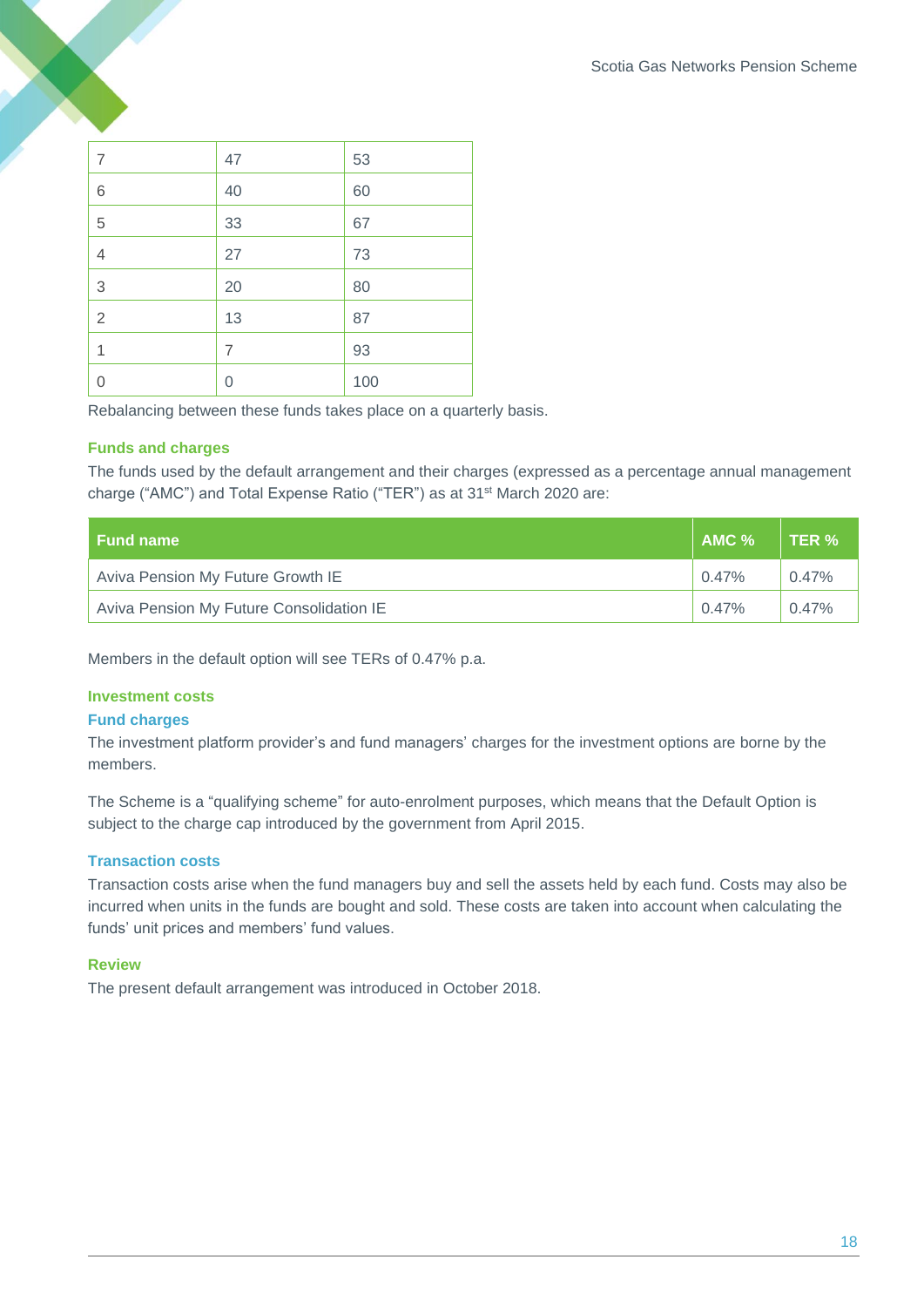| 7 | 47 | 53 |
|---|---|---|
| 6 | 40 | 60 |
| 5 | 33 | 67 |
| 4 | 27 | 73 |
| 3 | 20 | 80 |
| 2 | 13 | 87 |
| 1 | 7 | 93 |
| 0 | 0 | 100 |

Rebalancing between these funds takes place on a quarterly basis.

### Funds and charges

The funds used by the default arrangement and their charges (expressed as a percentage annual management charge ("AMC") and Total Expense Ratio ("TER") as at 31st March 2020 are:

| Fund name | AMC % | TER % |
|---|---|---|
| Aviva Pension My Future Growth IE | 0.47% | 0.47% |
| Aviva Pension My Future Consolidation IE | 0.47% | 0.47% |

Members in the default option will see TERs of 0.47% p.a.

### Investment costs

### Fund charges

The investment platform provider's and fund managers' charges for the investment options are borne by the members.

The Scheme is a "qualifying scheme" for auto-enrolment purposes, which means that the Default Option is subject to the charge cap introduced by the government from April 2015.

### Transaction costs

Transaction costs arise when the fund managers buy and sell the assets held by each fund. Costs may also be incurred when units in the funds are bought and sold. These costs are taken into account when calculating the funds' unit prices and members' fund values.

### Review

The present default arrangement was introduced in October 2018.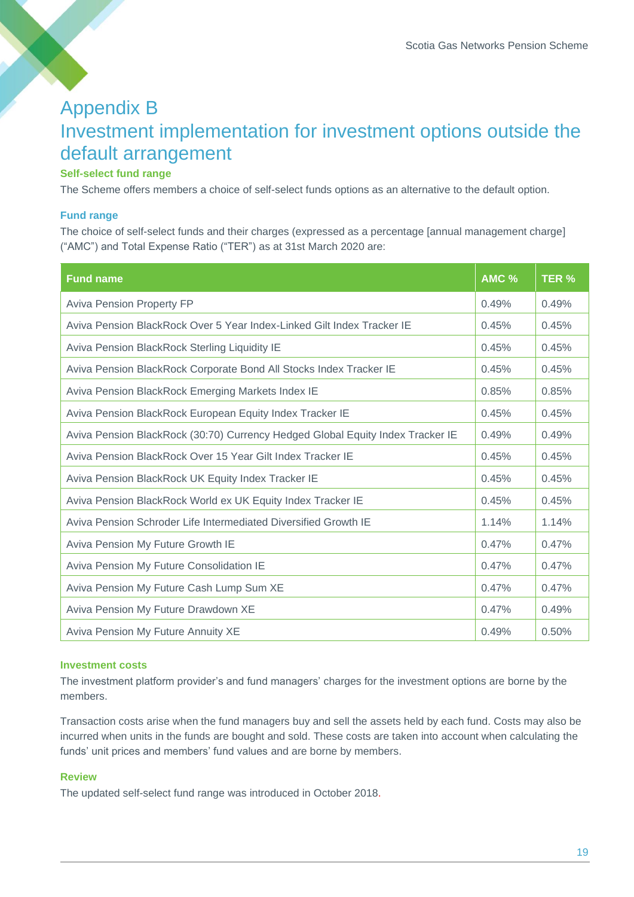# Appendix B

# Investment implementation for investment options outside the default arrangement

### Self-select fund range

The Scheme offers members a choice of self-select funds options as an alternative to the default option.

### Fund range

The choice of self-select funds and their charges (expressed as a percentage [annual management charge] ("AMC") and Total Expense Ratio ("TER") as at 31st March 2020 are:

| Fund name | AMC % | TER % |
|---|---|---|
| Aviva Pension Property FP | 0.49% | 0.49% |
| Aviva Pension BlackRock Over 5 Year Index-Linked Gilt Index Tracker IE | 0.45% | 0.45% |
| Aviva Pension BlackRock Sterling Liquidity IE | 0.45% | 0.45% |
| Aviva Pension BlackRock Corporate Bond All Stocks Index Tracker IE | 0.45% | 0.45% |
| Aviva Pension BlackRock Emerging Markets Index IE | 0.85% | 0.85% |
| Aviva Pension BlackRock European Equity Index Tracker IE | 0.45% | 0.45% |
| Aviva Pension BlackRock (30:70) Currency Hedged Global Equity Index Tracker IE | 0.49% | 0.49% |
| Aviva Pension BlackRock Over 15 Year Gilt Index Tracker IE | 0.45% | 0.45% |
| Aviva Pension BlackRock UK Equity Index Tracker IE | 0.45% | 0.45% |
| Aviva Pension BlackRock World ex UK Equity Index Tracker IE | 0.45% | 0.45% |
| Aviva Pension Schroder Life Intermediated Diversified Growth IE | 1.14% | 1.14% |
| Aviva Pension My Future Growth IE | 0.47% | 0.47% |
| Aviva Pension My Future Consolidation IE | 0.47% | 0.47% |
| Aviva Pension My Future Cash Lump Sum XE | 0.47% | 0.47% |
| Aviva Pension My Future Drawdown XE | 0.47% | 0.49% |
| Aviva Pension My Future Annuity XE | 0.49% | 0.50% |

### Investment costs

The investment platform provider's and fund managers' charges for the investment options are borne by the members.

Transaction costs arise when the fund managers buy and sell the assets held by each fund. Costs may also be incurred when units in the funds are bought and sold. These costs are taken into account when calculating the funds' unit prices and members' fund values and are borne by members.

### Review

The updated self-select fund range was introduced in October 2018.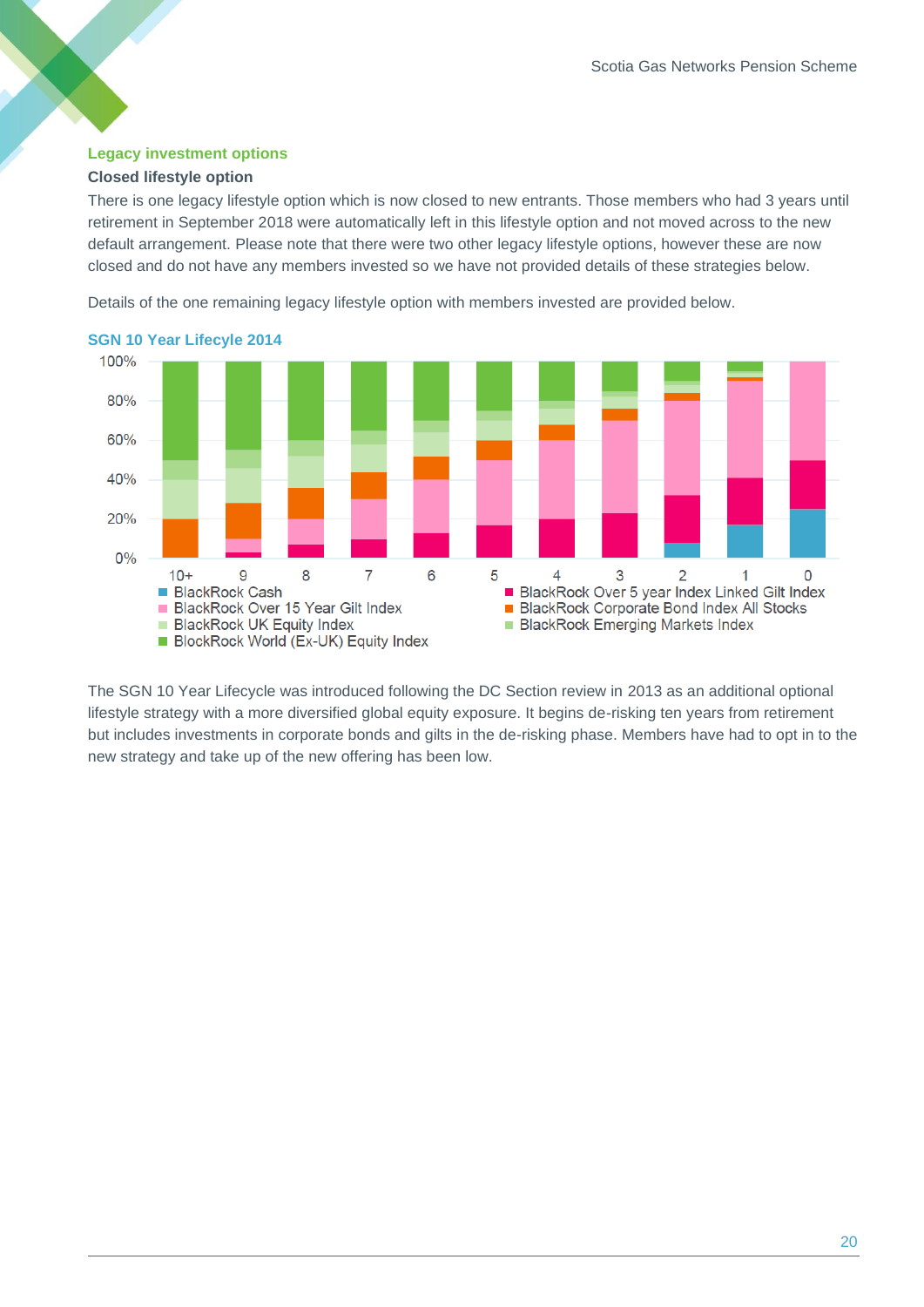## Legacy investment options

### Closed lifestyle option

There is one legacy lifestyle option which is now closed to new entrants. Those members who had 3 years until retirement in September 2018 were automatically left in this lifestyle option and not moved across to the new default arrangement. Please note that there were two other legacy lifestyle options, however these are now closed and do not have any members invested so we have not provided details of these strategies below.

Details of the one remaining legacy lifestyle option with members invested are provided below.

**SGN 10 Year Lifecyle 2014**

100%
80%
60%
40%
20%
0%

10+ 9 8 7 6 5 4 3 2 1 0

- BlackRock Cash
- BlackRock Over 5 year Index Linked Gilt Index
- BlackRock Over 15 Year Gilt Index
- BlackRock Corporate Bond Index All Stocks
- BlackRock UK Equity Index
- BlackRock Emerging Markets Index
- BlockRock World (Ex-UK) Equity Index

The SGN 10 Year Lifecycle was introduced following the DC Section review in 2013 as an additional optional lifestyle strategy with a more diversified global equity exposure. It begins de-risking ten years from retirement but includes investments in corporate bonds and gilts in the de-risking phase. Members have had to opt in to the new strategy and take up of the new offering has been low.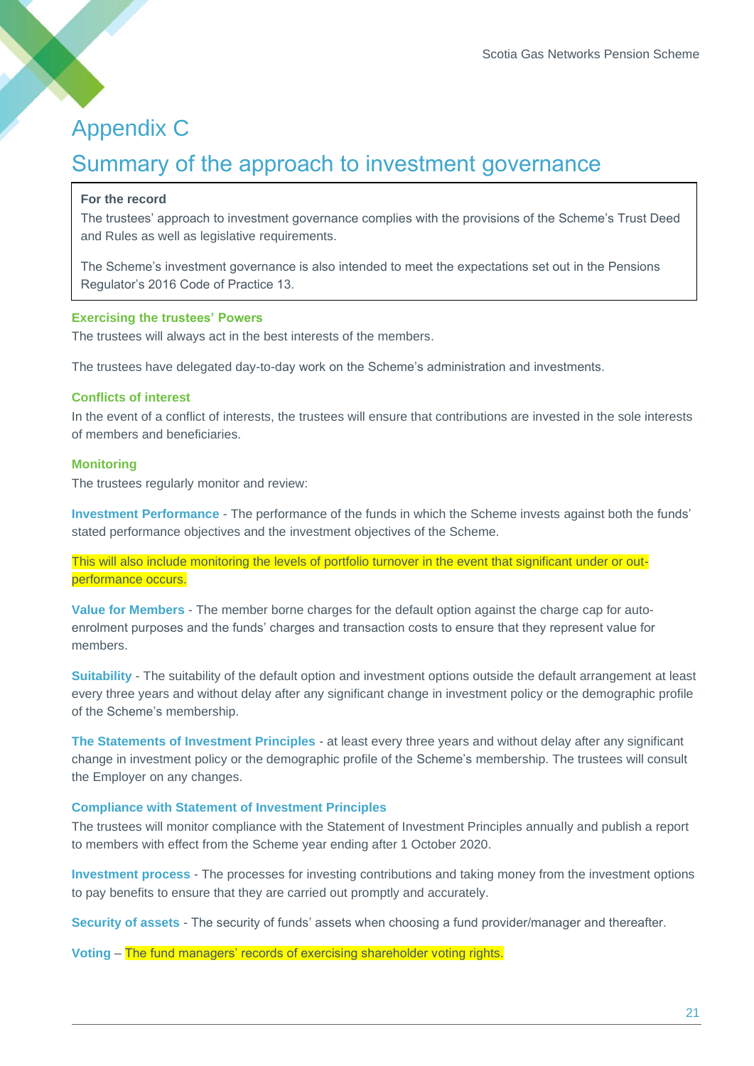# Appendix C

## Summary of the approach to investment governance

> **For the record**
>
> The trustees' approach to investment governance complies with the provisions of the Scheme's Trust Deed and Rules as well as legislative requirements.
>
> The Scheme's investment governance is also intended to meet the expectations set out in the Pensions Regulator's 2016 Code of Practice 13.

### Exercising the trustees' Powers

The trustees will always act in the best interests of the members.

The trustees have delegated day-to-day work on the Scheme's administration and investments.

### Conflicts of interest

In the event of a conflict of interests, the trustees will ensure that contributions are invested in the sole interests of members and beneficiaries.

### Monitoring

The trustees regularly monitor and review:

**Investment Performance** - The performance of the funds in which the Scheme invests against both the funds' stated performance objectives and the investment objectives of the Scheme.

This will also include monitoring the levels of portfolio turnover in the event that significant under or out-performance occurs.

**Value for Members** - The member borne charges for the default option against the charge cap for auto-enrolment purposes and the funds' charges and transaction costs to ensure that they represent value for members.

**Suitability** - The suitability of the default option and investment options outside the default arrangement at least every three years and without delay after any significant change in investment policy or the demographic profile of the Scheme's membership.

**The Statements of Investment Principles** - at least every three years and without delay after any significant change in investment policy or the demographic profile of the Scheme's membership. The trustees will consult the Employer on any changes.

**Compliance with Statement of Investment Principles**

The trustees will monitor compliance with the Statement of Investment Principles annually and publish a report to members with effect from the Scheme year ending after 1 October 2020.

**Investment process** - The processes for investing contributions and taking money from the investment options to pay benefits to ensure that they are carried out promptly and accurately.

**Security of assets** - The security of funds' assets when choosing a fund provider/manager and thereafter.

**Voting** – The fund managers' records of exercising shareholder voting rights.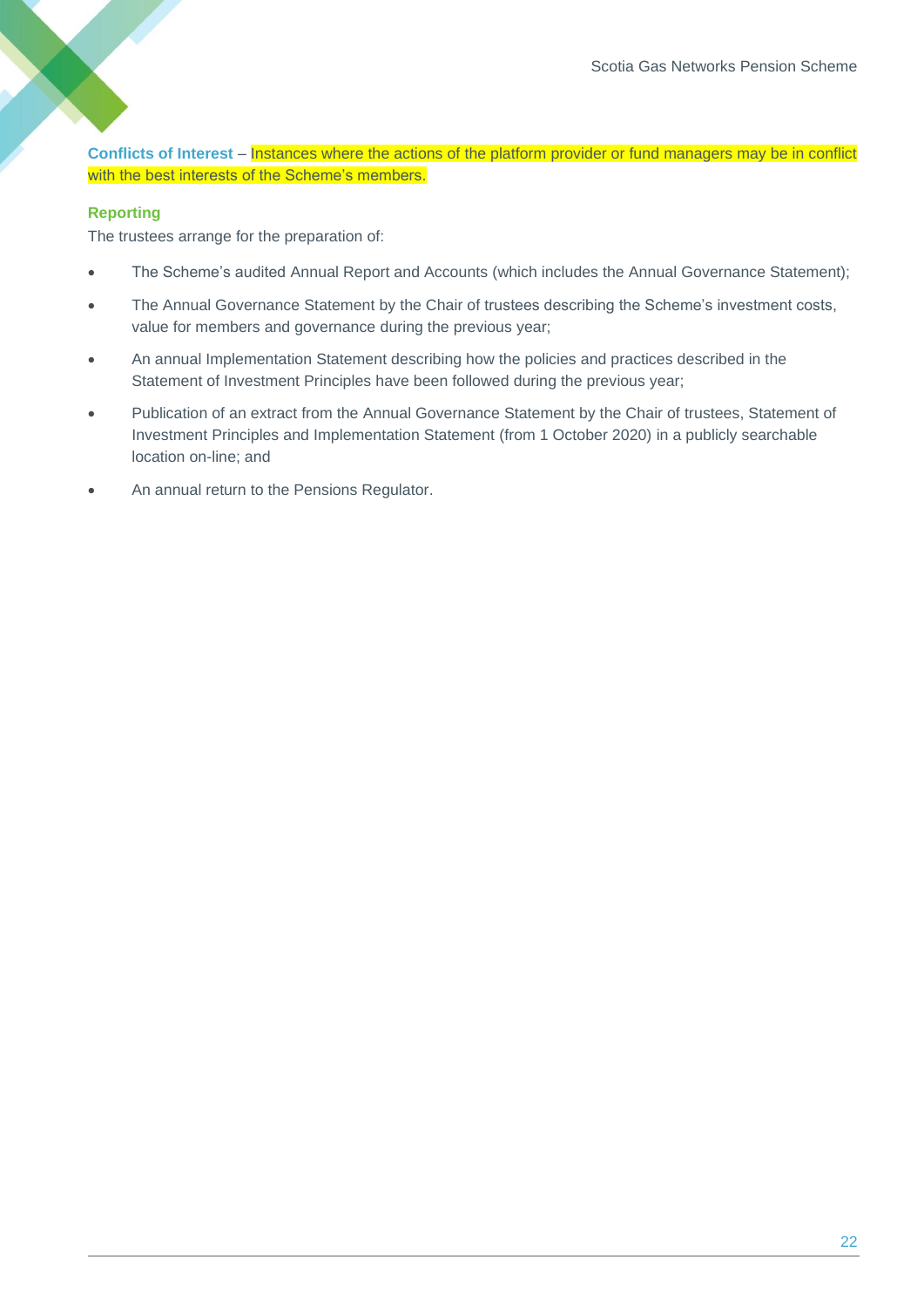**Conflicts of Interest** – Instances where the actions of the platform provider or fund managers may be in conflict with the best interests of the Scheme's members.

**Reporting**

The trustees arrange for the preparation of:

- The Scheme's audited Annual Report and Accounts (which includes the Annual Governance Statement);
- The Annual Governance Statement by the Chair of trustees describing the Scheme's investment costs, value for members and governance during the previous year;
- An annual Implementation Statement describing how the policies and practices described in the Statement of Investment Principles have been followed during the previous year;
- Publication of an extract from the Annual Governance Statement by the Chair of trustees, Statement of Investment Principles and Implementation Statement (from 1 October 2020) in a publicly searchable location on-line; and
- An annual return to the Pensions Regulator.